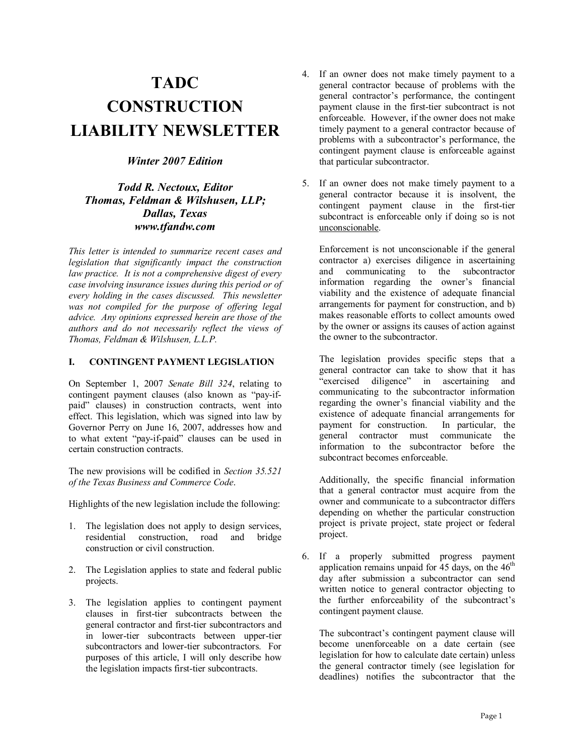# TADC CONSTRUCTION LIABILITY NEWSLETTER

***Winter 2007 Edition***

***Todd R. Nectoux, Editor***
***Thomas, Feldman & Wilshusen, LLP;***
***Dallas, Texas***
***www.tfandw.com***

*This letter is intended to summarize recent cases and legislation that significantly impact the construction law practice. It is not a comprehensive digest of every case involving insurance issues during this period or of every holding in the cases discussed. This newsletter was not compiled for the purpose of offering legal advice. Any opinions expressed herein are those of the authors and do not necessarily reflect the views of Thomas, Feldman & Wilshusen, L.L.P.*

## I. CONTINGENT PAYMENT LEGISLATION

On September 1, 2007 *Senate Bill 324*, relating to contingent payment clauses (also known as "pay-if-paid" clauses) in construction contracts, went into effect. This legislation, which was signed into law by Governor Perry on June 16, 2007, addresses how and to what extent "pay-if-paid" clauses can be used in certain construction contracts.

The new provisions will be codified in *Section 35.521 of the Texas Business and Commerce Code*.

Highlights of the new legislation include the following:

1. The legislation does not apply to design services, residential construction, road and bridge construction or civil construction.

2. The Legislation applies to state and federal public projects.

3. The legislation applies to contingent payment clauses in first-tier subcontracts between the general contractor and first-tier subcontractors and in lower-tier subcontracts between upper-tier subcontractors and lower-tier subcontractors. For purposes of this article, I will only describe how the legislation impacts first-tier subcontracts.

4. If an owner does not make timely payment to a general contractor because of problems with the general contractor's performance, the contingent payment clause in the first-tier subcontract is not enforceable. However, if the owner does not make timely payment to a general contractor because of problems with a subcontractor's performance, the contingent payment clause is enforceable against that particular subcontractor.

5. If an owner does not make timely payment to a general contractor because it is insolvent, the contingent payment clause in the first-tier subcontract is enforceable only if doing so is not <u>unconscionable</u>.

   Enforcement is not unconscionable if the general contractor a) exercises diligence in ascertaining and communicating to the subcontractor information regarding the owner's financial viability and the existence of adequate financial arrangements for payment for construction, and b) makes reasonable efforts to collect amounts owed by the owner or assigns its causes of action against the owner to the subcontractor.

   The legislation provides specific steps that a general contractor can take to show that it has "exercised diligence" in ascertaining and communicating to the subcontractor information regarding the owner's financial viability and the existence of adequate financial arrangements for payment for construction. In particular, the general contractor must communicate the information to the subcontractor before the subcontract becomes enforceable.

   Additionally, the specific financial information that a general contractor must acquire from the owner and communicate to a subcontractor differs depending on whether the particular construction project is private project, state project or federal project.

6. If a properly submitted progress payment application remains unpaid for 45 days, on the 46th day after submission a subcontractor can send written notice to general contractor objecting to the further enforceability of the subcontract's contingent payment clause.

   The subcontract's contingent payment clause will become unenforceable on a date certain (see legislation for how to calculate date certain) unless the general contractor timely (see legislation for deadlines) notifies the subcontractor that the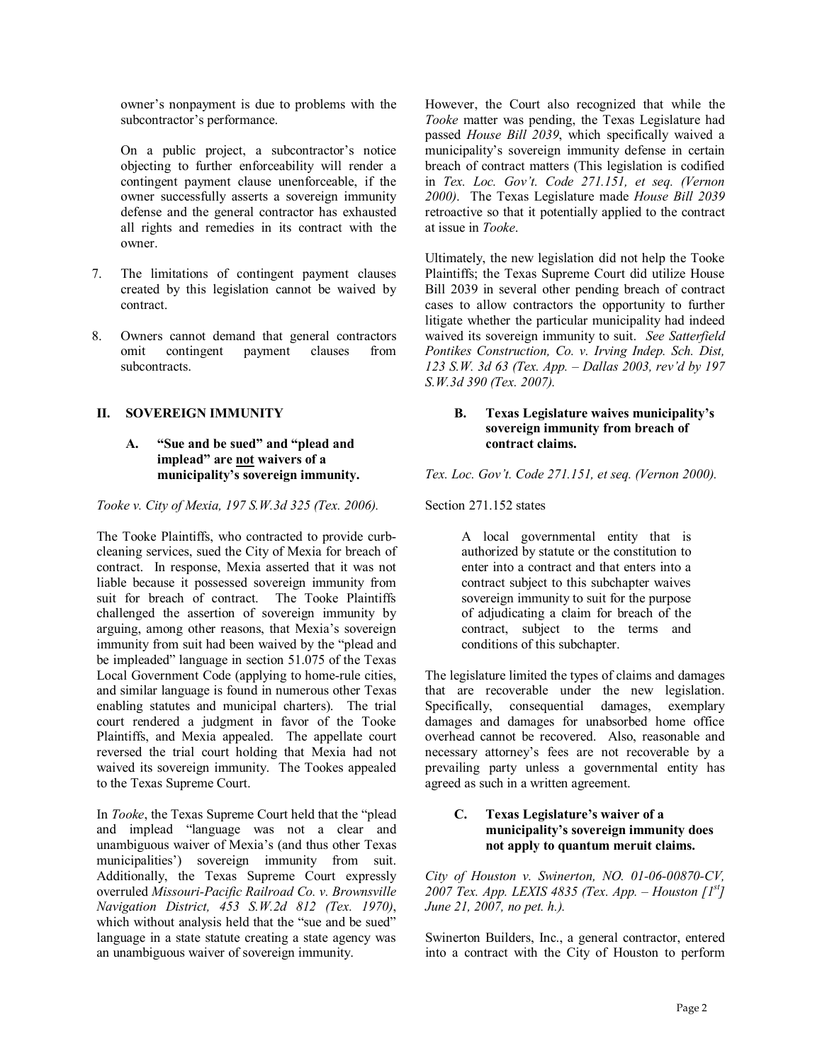owner's nonpayment is due to problems with the subcontractor's performance.

On a public project, a subcontractor's notice objecting to further enforceability will render a contingent payment clause unenforceable, if the owner successfully asserts a sovereign immunity defense and the general contractor has exhausted all rights and remedies in its contract with the owner.

7. The limitations of contingent payment clauses created by this legislation cannot be waived by contract.

8. Owners cannot demand that general contractors omit contingent payment clauses from subcontracts.

## II. SOVEREIGN IMMUNITY

### A. "Sue and be sued" and "plead and implead" are not waivers of a municipality's sovereign immunity.

*Tooke v. City of Mexia, 197 S.W.3d 325 (Tex. 2006).*

The Tooke Plaintiffs, who contracted to provide curb-cleaning services, sued the City of Mexia for breach of contract. In response, Mexia asserted that it was not liable because it possessed sovereign immunity from suit for breach of contract. The Tooke Plaintiffs challenged the assertion of sovereign immunity by arguing, among other reasons, that Mexia's sovereign immunity from suit had been waived by the "plead and be impleaded" language in section 51.075 of the Texas Local Government Code (applying to home-rule cities, and similar language is found in numerous other Texas enabling statutes and municipal charters). The trial court rendered a judgment in favor of the Tooke Plaintiffs, and Mexia appealed. The appellate court reversed the trial court holding that Mexia had not waived its sovereign immunity. The Tookes appealed to the Texas Supreme Court.

In *Tooke*, the Texas Supreme Court held that the "plead and implead "language was not a clear and unambiguous waiver of Mexia's (and thus other Texas municipalities') sovereign immunity from suit. Additionally, the Texas Supreme Court expressly overruled *Missouri-Pacific Railroad Co. v. Brownsville Navigation District, 453 S.W.2d 812 (Tex. 1970)*, which without analysis held that the "sue and be sued" language in a state statute creating a state agency was an unambiguous waiver of sovereign immunity.

However, the Court also recognized that while the *Tooke* matter was pending, the Texas Legislature had passed *House Bill 2039*, which specifically waived a municipality's sovereign immunity defense in certain breach of contract matters (This legislation is codified in *Tex. Loc. Gov't. Code 271.151, et seq. (Vernon 2000)*. The Texas Legislature made *House Bill 2039* retroactive so that it potentially applied to the contract at issue in *Tooke*.

Ultimately, the new legislation did not help the Tooke Plaintiffs; the Texas Supreme Court did utilize House Bill 2039 in several other pending breach of contract cases to allow contractors the opportunity to further litigate whether the particular municipality had indeed waived its sovereign immunity to suit. *See Satterfield Pontikes Construction, Co. v. Irving Indep. Sch. Dist, 123 S.W. 3d 63 (Tex. App. – Dallas 2003, rev'd by 197 S.W.3d 390 (Tex. 2007).*

### B. Texas Legislature waives municipality's sovereign immunity from breach of contract claims.

*Tex. Loc. Gov't. Code 271.151, et seq. (Vernon 2000).*

Section 271.152 states

> A local governmental entity that is authorized by statute or the constitution to enter into a contract and that enters into a contract subject to this subchapter waives sovereign immunity to suit for the purpose of adjudicating a claim for breach of the contract, subject to the terms and conditions of this subchapter.

The legislature limited the types of claims and damages that are recoverable under the new legislation. Specifically, consequential damages, exemplary damages and damages for unabsorbed home office overhead cannot be recovered. Also, reasonable and necessary attorney's fees are not recoverable by a prevailing party unless a governmental entity has agreed as such in a written agreement.

### C. Texas Legislature's waiver of a municipality's sovereign immunity does not apply to quantum meruit claims.

*City of Houston v. Swinerton, NO. 01-06-00870-CV, 2007 Tex. App. LEXIS 4835 (Tex. App. – Houston [1st] June 21, 2007, no pet. h.).*

Swinerton Builders, Inc., a general contractor, entered into a contract with the City of Houston to perform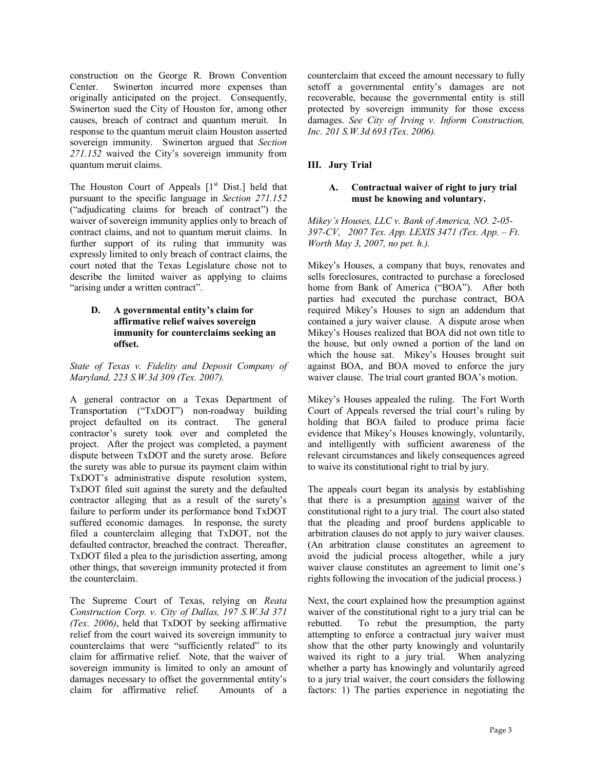construction on the George R. Brown Convention Center. Swinerton incurred more expenses than originally anticipated on the project. Consequently, Swinerton sued the City of Houston for, among other causes, breach of contract and quantum meruit. In response to the quantum meruit claim Houston asserted sovereign immunity. Swinerton argued that *Section 271.152* waived the City's sovereign immunity from quantum meruit claims.

The Houston Court of Appeals [1st Dist.] held that pursuant to the specific language in *Section 271.152* ("adjudicating claims for breach of contract") the waiver of sovereign immunity applies only to breach of contract claims, and not to quantum meruit claims. In further support of its ruling that immunity was expressly limited to only breach of contract claims, the court noted that the Texas Legislature chose not to describe the limited waiver as applying to claims "arising under a written contract".

#### D. A governmental entity's claim for affirmative relief waives sovereign immunity for counterclaims seeking an offset.

*State of Texas v. Fidelity and Deposit Company of Maryland, 223 S.W.3d 309 (Tex. 2007).*

A general contractor on a Texas Department of Transportation ("TxDOT") non-roadway building project defaulted on its contract. The general contractor's surety took over and completed the project. After the project was completed, a payment dispute between TxDOT and the surety arose. Before the surety was able to pursue its payment claim within TxDOT's administrative dispute resolution system, TxDOT filed suit against the surety and the defaulted contractor alleging that as a result of the surety's failure to perform under its performance bond TxDOT suffered economic damages. In response, the surety filed a counterclaim alleging that TxDOT, not the defaulted contractor, breached the contract. Thereafter, TxDOT filed a plea to the jurisdiction asserting, among other things, that sovereign immunity protected it from the counterclaim.

The Supreme Court of Texas, relying on *Reata Construction Corp. v. City of Dallas, 197 S.W.3d 371 (Tex. 2006)*, held that TxDOT by seeking affirmative relief from the court waived its sovereign immunity to counterclaims that were "sufficiently related" to its claim for affirmative relief. Note, that the waiver of sovereign immunity is limited to only an amount of damages necessary to offset the governmental entity's claim for affirmative relief. Amounts of a counterclaim that exceed the amount necessary to fully setoff a governmental entity's damages are not recoverable, because the governmental entity is still protected by sovereign immunity for those excess damages. *See City of Irving v. Inform Construction, Inc. 201 S.W.3d 693 (Tex. 2006).*

## III. Jury Trial

#### A. Contractual waiver of right to jury trial must be knowing and voluntary.

*Mikey's Houses, LLC v. Bank of America, NO. 2-05-397-CV, 2007 Tex. App. LEXIS 3471 (Tex. App. – Ft. Worth May 3, 2007, no pet. h.).*

Mikey's Houses, a company that buys, renovates and sells foreclosures, contracted to purchase a foreclosed home from Bank of America ("BOA"). After both parties had executed the purchase contract, BOA required Mikey's Houses to sign an addendum that contained a jury waiver clause. A dispute arose when Mikey's Houses realized that BOA did not own title to the house, but only owned a portion of the land on which the house sat. Mikey's Houses brought suit against BOA, and BOA moved to enforce the jury waiver clause. The trial court granted BOA's motion.

Mikey's Houses appealed the ruling. The Fort Worth Court of Appeals reversed the trial court's ruling by holding that BOA failed to produce prima facie evidence that Mikey's Houses knowingly, voluntarily, and intelligently with sufficient awareness of the relevant circumstances and likely consequences agreed to waive its constitutional right to trial by jury.

The appeals court began its analysis by establishing that there is a presumption <u>against</u> waiver of the constitutional right to a jury trial. The court also stated that the pleading and proof burdens applicable to arbitration clauses do not apply to jury waiver clauses. (An arbitration clause constitutes an agreement to avoid the judicial process altogether, while a jury waiver clause constitutes an agreement to limit one's rights following the invocation of the judicial process.)

Next, the court explained how the presumption against waiver of the constitutional right to a jury trial can be rebutted. To rebut the presumption, the party attempting to enforce a contractual jury waiver must show that the other party knowingly and voluntarily waived its right to a jury trial. When analyzing whether a party has knowingly and voluntarily agreed to a jury trial waiver, the court considers the following factors: 1) The parties experience in negotiating the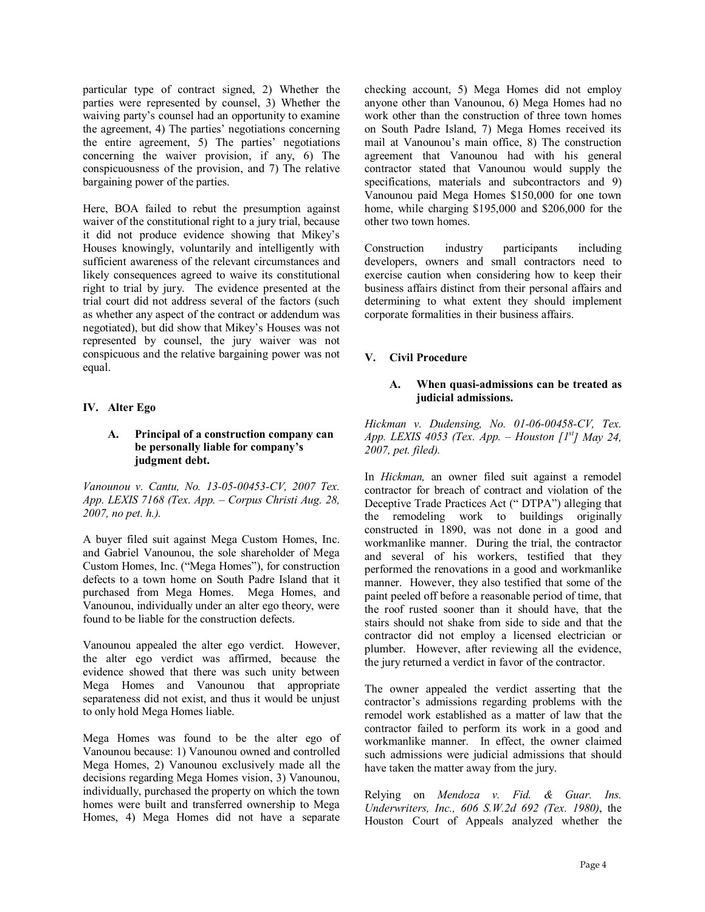particular type of contract signed, 2) Whether the parties were represented by counsel, 3) Whether the waiving party's counsel had an opportunity to examine the agreement, 4) The parties' negotiations concerning the entire agreement, 5) The parties' negotiations concerning the waiver provision, if any, 6) The conspicuousness of the provision, and 7) The relative bargaining power of the parties.

Here, BOA failed to rebut the presumption against waiver of the constitutional right to a jury trial, because it did not produce evidence showing that Mikey's Houses knowingly, voluntarily and intelligently with sufficient awareness of the relevant circumstances and likely consequences agreed to waive its constitutional right to trial by jury. The evidence presented at the trial court did not address several of the factors (such as whether any aspect of the contract or addendum was negotiated), but did show that Mikey's Houses was not represented by counsel, the jury waiver was not conspicuous and the relative bargaining power was not equal.

## IV. Alter Ego

### A. Principal of a construction company can be personally liable for company's judgment debt.

*Vanounou v. Cantu, No. 13-05-00453-CV, 2007 Tex. App. LEXIS 7168 (Tex. App. – Corpus Christi Aug. 28, 2007, no pet. h.).*

A buyer filed suit against Mega Custom Homes, Inc. and Gabriel Vanounou, the sole shareholder of Mega Custom Homes, Inc. ("Mega Homes"), for construction defects to a town home on South Padre Island that it purchased from Mega Homes. Mega Homes, and Vanounou, individually under an alter ego theory, were found to be liable for the construction defects.

Vanounou appealed the alter ego verdict. However, the alter ego verdict was affirmed, because the evidence showed that there was such unity between Mega Homes and Vanounou that appropriate separateness did not exist, and thus it would be unjust to only hold Mega Homes liable.

Mega Homes was found to be the alter ego of Vanounou because: 1) Vanounou owned and controlled Mega Homes, 2) Vanounou exclusively made all the decisions regarding Mega Homes vision, 3) Vanounou, individually, purchased the property on which the town homes were built and transferred ownership to Mega Homes, 4) Mega Homes did not have a separate checking account, 5) Mega Homes did not employ anyone other than Vanounou, 6) Mega Homes had no work other than the construction of three town homes on South Padre Island, 7) Mega Homes received its mail at Vanounou's main office, 8) The construction agreement that Vanounou had with his general contractor stated that Vanounou would supply the specifications, materials and subcontractors and 9) Vanounou paid Mega Homes $150,000 for one town home, while charging $195,000 and $206,000 for the other two town homes.

Construction industry participants including developers, owners and small contractors need to exercise caution when considering how to keep their business affairs distinct from their personal affairs and determining to what extent they should implement corporate formalities in their business affairs.

## V. Civil Procedure

### A. When quasi-admissions can be treated as judicial admissions.

*Hickman v. Dudensing, No. 01-06-00458-CV, Tex. App. LEXIS 4053 (Tex. App. – Houston [1st] May 24, 2007, pet. filed).*

In *Hickman,* an owner filed suit against a remodel contractor for breach of contract and violation of the Deceptive Trade Practices Act (" DTPA") alleging that the remodeling work to buildings originally constructed in 1890, was not done in a good and workmanlike manner. During the trial, the contractor and several of his workers, testified that they performed the renovations in a good and workmanlike manner. However, they also testified that some of the paint peeled off before a reasonable period of time, that the roof rusted sooner than it should have, that the stairs should not shake from side to side and that the contractor did not employ a licensed electrician or plumber. However, after reviewing all the evidence, the jury returned a verdict in favor of the contractor.

The owner appealed the verdict asserting that the contractor's admissions regarding problems with the remodel work established as a matter of law that the contractor failed to perform its work in a good and workmanlike manner. In effect, the owner claimed such admissions were judicial admissions that should have taken the matter away from the jury.

Relying on *Mendoza v. Fid. & Guar. Ins. Underwriters, Inc., 606 S.W.2d 692 (Tex. 1980)*, the Houston Court of Appeals analyzed whether the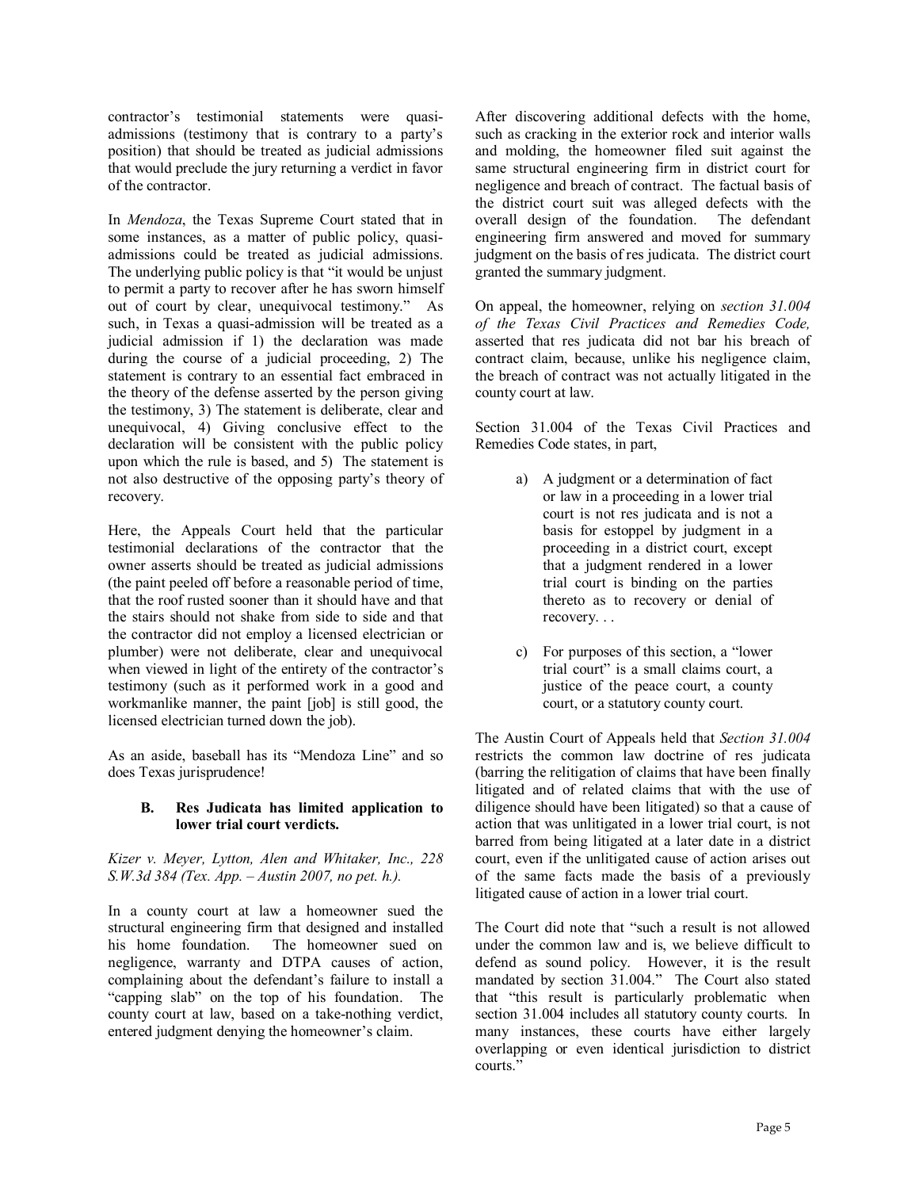contractor's testimonial statements were quasi-admissions (testimony that is contrary to a party's position) that should be treated as judicial admissions that would preclude the jury returning a verdict in favor of the contractor.

In *Mendoza*, the Texas Supreme Court stated that in some instances, as a matter of public policy, quasi-admissions could be treated as judicial admissions. The underlying public policy is that "it would be unjust to permit a party to recover after he has sworn himself out of court by clear, unequivocal testimony." As such, in Texas a quasi-admission will be treated as a judicial admission if 1) the declaration was made during the course of a judicial proceeding, 2) The statement is contrary to an essential fact embraced in the theory of the defense asserted by the person giving the testimony, 3) The statement is deliberate, clear and unequivocal, 4) Giving conclusive effect to the declaration will be consistent with the public policy upon which the rule is based, and 5) The statement is not also destructive of the opposing party's theory of recovery.

Here, the Appeals Court held that the particular testimonial declarations of the contractor that the owner asserts should be treated as judicial admissions (the paint peeled off before a reasonable period of time, that the roof rusted sooner than it should have and that the stairs should not shake from side to side and that the contractor did not employ a licensed electrician or plumber) were not deliberate, clear and unequivocal when viewed in light of the entirety of the contractor's testimony (such as it performed work in a good and workmanlike manner, the paint [job] is still good, the licensed electrician turned down the job).

As an aside, baseball has its "Mendoza Line" and so does Texas jurisprudence!

### B. Res Judicata has limited application to lower trial court verdicts.

*Kizer v. Meyer, Lytton, Alen and Whitaker, Inc., 228 S.W.3d 384 (Tex. App. – Austin 2007, no pet. h.).*

In a county court at law a homeowner sued the structural engineering firm that designed and installed his home foundation. The homeowner sued on negligence, warranty and DTPA causes of action, complaining about the defendant's failure to install a "capping slab" on the top of his foundation. The county court at law, based on a take-nothing verdict, entered judgment denying the homeowner's claim.

After discovering additional defects with the home, such as cracking in the exterior rock and interior walls and molding, the homeowner filed suit against the same structural engineering firm in district court for negligence and breach of contract. The factual basis of the district court suit was alleged defects with the overall design of the foundation. The defendant engineering firm answered and moved for summary judgment on the basis of res judicata. The district court granted the summary judgment.

On appeal, the homeowner, relying on *section 31.004 of the Texas Civil Practices and Remedies Code,* asserted that res judicata did not bar his breach of contract claim, because, unlike his negligence claim, the breach of contract was not actually litigated in the county court at law.

Section 31.004 of the Texas Civil Practices and Remedies Code states, in part,

> a) A judgment or a determination of fact or law in a proceeding in a lower trial court is not res judicata and is not a basis for estoppel by judgment in a proceeding in a district court, except that a judgment rendered in a lower trial court is binding on the parties thereto as to recovery or denial of recovery. . .
>
> c) For purposes of this section, a "lower trial court" is a small claims court, a justice of the peace court, a county court, or a statutory county court.

The Austin Court of Appeals held that *Section 31.004* restricts the common law doctrine of res judicata (barring the relitigation of claims that have been finally litigated and of related claims that with the use of diligence should have been litigated) so that a cause of action that was unlitigated in a lower trial court, is not barred from being litigated at a later date in a district court, even if the unlitigated cause of action arises out of the same facts made the basis of a previously litigated cause of action in a lower trial court.

The Court did note that "such a result is not allowed under the common law and is, we believe difficult to defend as sound policy. However, it is the result mandated by section 31.004." The Court also stated that "this result is particularly problematic when section 31.004 includes all statutory county courts. In many instances, these courts have either largely overlapping or even identical jurisdiction to district courts."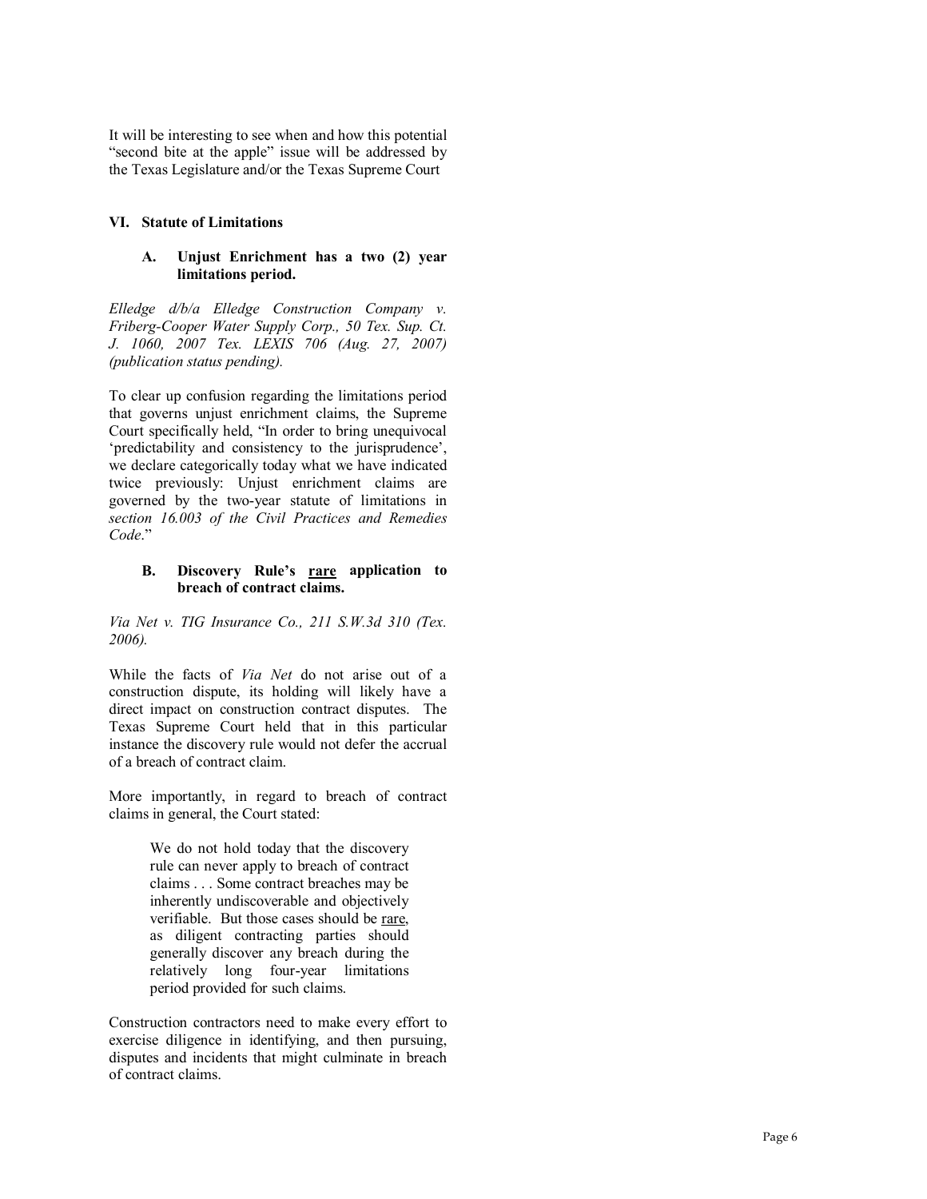It will be interesting to see when and how this potential "second bite at the apple" issue will be addressed by the Texas Legislature and/or the Texas Supreme Court

## VI. Statute of Limitations

### A. Unjust Enrichment has a two (2) year limitations period.

*Elledge d/b/a Elledge Construction Company v. Friberg-Cooper Water Supply Corp., 50 Tex. Sup. Ct. J. 1060, 2007 Tex. LEXIS 706 (Aug. 27, 2007) (publication status pending).*

To clear up confusion regarding the limitations period that governs unjust enrichment claims, the Supreme Court specifically held, "In order to bring unequivocal 'predictability and consistency to the jurisprudence', we declare categorically today what we have indicated twice previously: Unjust enrichment claims are governed by the two-year statute of limitations in *section 16.003 of the Civil Practices and Remedies Code*."

### B. Discovery Rule's <u>rare</u> application to breach of contract claims.

*Via Net v. TIG Insurance Co., 211 S.W.3d 310 (Tex. 2006).*

While the facts of *Via Net* do not arise out of a construction dispute, its holding will likely have a direct impact on construction contract disputes. The Texas Supreme Court held that in this particular instance the discovery rule would not defer the accrual of a breach of contract claim.

More importantly, in regard to breach of contract claims in general, the Court stated:

> We do not hold today that the discovery rule can never apply to breach of contract claims . . . Some contract breaches may be inherently undiscoverable and objectively verifiable. But those cases should be <u>rare</u>, as diligent contracting parties should generally discover any breach during the relatively long four-year limitations period provided for such claims.

Construction contractors need to make every effort to exercise diligence in identifying, and then pursuing, disputes and incidents that might culminate in breach of contract claims.